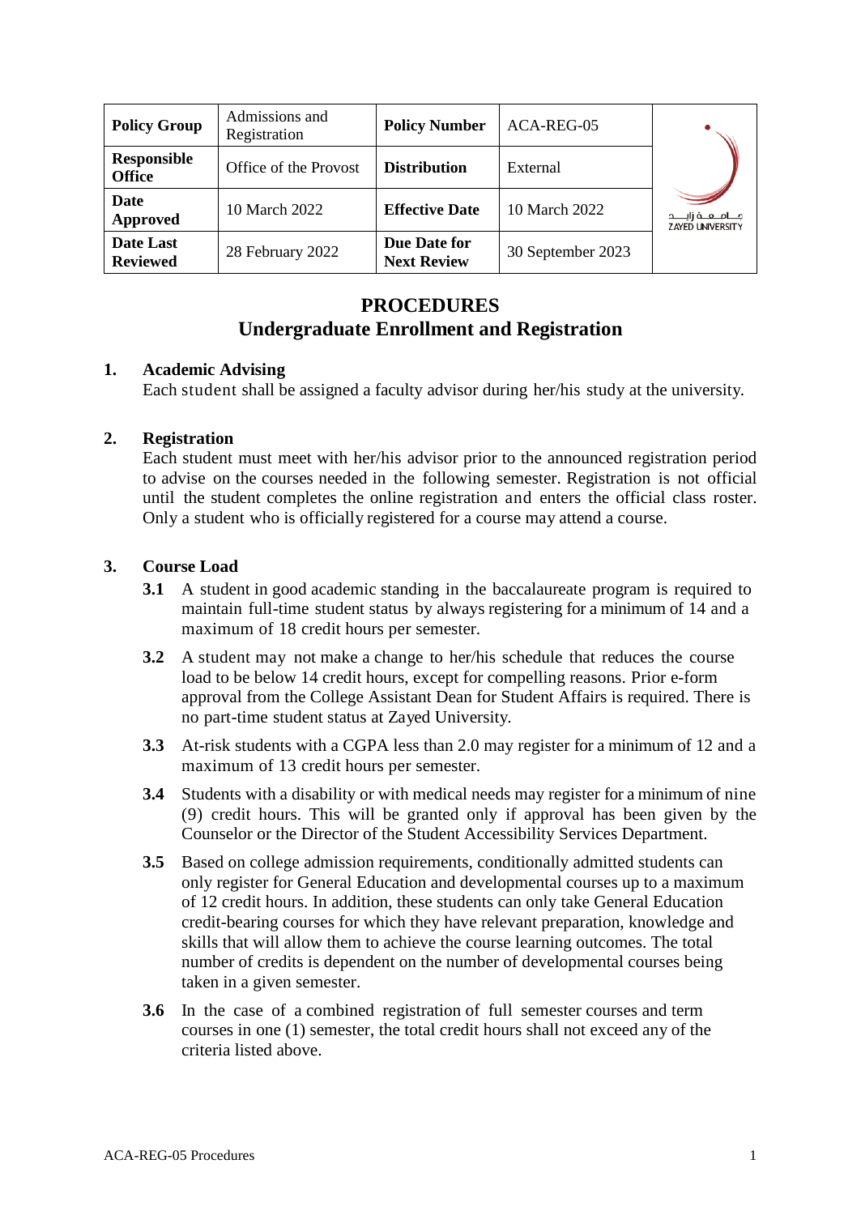| Policy Group | Admissions and Registration | Policy Number | ACA-REG-05 | جامعة زايد ZAYED UNIVERSITY |
|---|---|---|---|---|
| Responsible Office | Office of the Provost | Distribution | External | |
| Date Approved | 10 March 2022 | Effective Date | 10 March 2022 | |
| Date Last Reviewed | 28 February 2022 | Due Date for Next Review | 30 September 2023 | |

# PROCEDURES
# Undergraduate Enrollment and Registration

## 1. Academic Advising

Each student shall be assigned a faculty advisor during her/his study at the university.

## 2. Registration

Each student must meet with her/his advisor prior to the announced registration period to advise on the courses needed in the following semester. Registration is not official until the student completes the online registration and enters the official class roster. Only a student who is officially registered for a course may attend a course.

## 3. Course Load

**3.1** A student in good academic standing in the baccalaureate program is required to maintain full-time student status by always registering for a minimum of 14 and a maximum of 18 credit hours per semester.

**3.2** A student may not make a change to her/his schedule that reduces the course load to be below 14 credit hours, except for compelling reasons. Prior e-form approval from the College Assistant Dean for Student Affairs is required. There is no part-time student status at Zayed University.

**3.3** At-risk students with a CGPA less than 2.0 may register for a minimum of 12 and a maximum of 13 credit hours per semester.

**3.4** Students with a disability or with medical needs may register for a minimum of nine (9) credit hours. This will be granted only if approval has been given by the Counselor or the Director of the Student Accessibility Services Department.

**3.5** Based on college admission requirements, conditionally admitted students can only register for General Education and developmental courses up to a maximum of 12 credit hours. In addition, these students can only take General Education credit-bearing courses for which they have relevant preparation, knowledge and skills that will allow them to achieve the course learning outcomes. The total number of credits is dependent on the number of developmental courses being taken in a given semester.

**3.6** In the case of a combined registration of full semester courses and term courses in one (1) semester, the total credit hours shall not exceed any of the criteria listed above.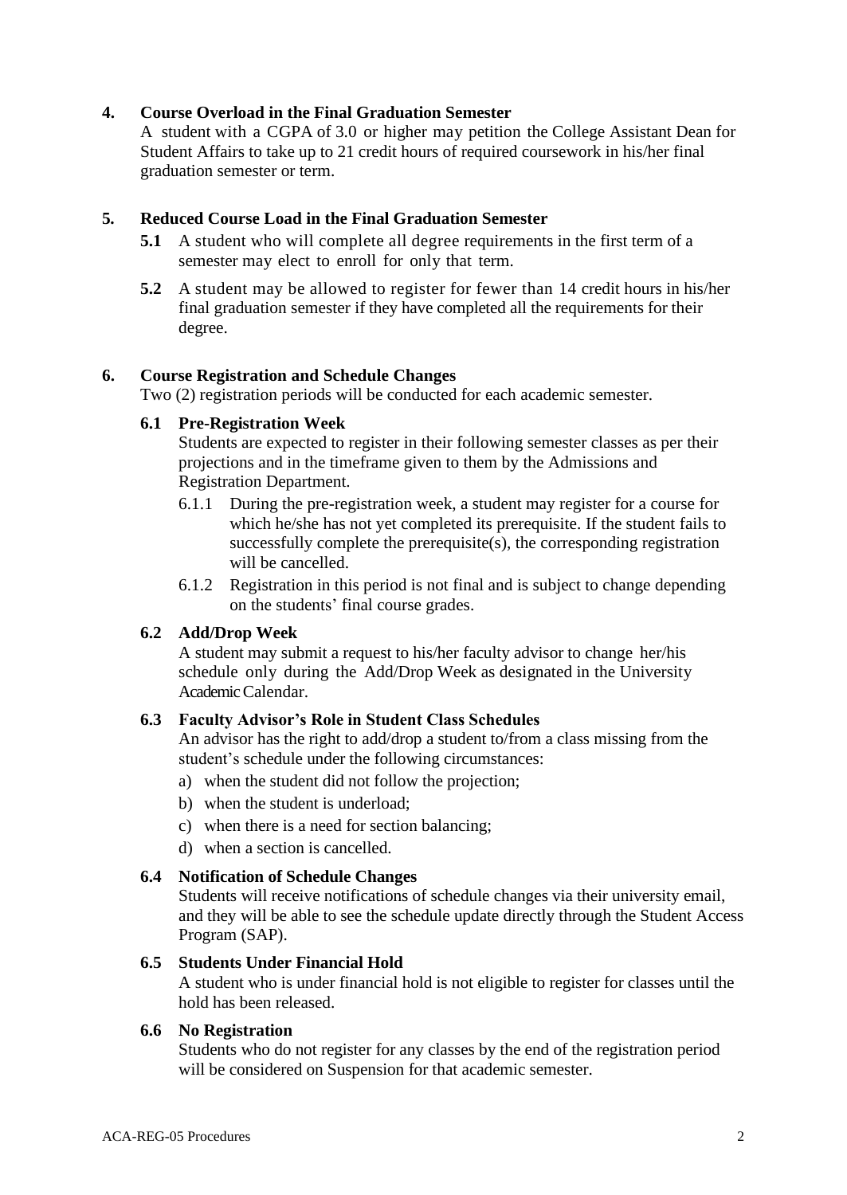## 4. Course Overload in the Final Graduation Semester

A student with a CGPA of 3.0 or higher may petition the College Assistant Dean for Student Affairs to take up to 21 credit hours of required coursework in his/her final graduation semester or term.

## 5. Reduced Course Load in the Final Graduation Semester

**5.1** A student who will complete all degree requirements in the first term of a semester may elect to enroll for only that term.

**5.2** A student may be allowed to register for fewer than 14 credit hours in his/her final graduation semester if they have completed all the requirements for their degree.

## 6. Course Registration and Schedule Changes

Two (2) registration periods will be conducted for each academic semester.

### 6.1 Pre-Registration Week

Students are expected to register in their following semester classes as per their projections and in the timeframe given to them by the Admissions and Registration Department.

6.1.1 During the pre-registration week, a student may register for a course for which he/she has not yet completed its prerequisite. If the student fails to successfully complete the prerequisite(s), the corresponding registration will be cancelled.

6.1.2 Registration in this period is not final and is subject to change depending on the students' final course grades.

### 6.2 Add/Drop Week

A student may submit a request to his/her faculty advisor to change her/his schedule only during the Add/Drop Week as designated in the University Academic Calendar.

### 6.3 Faculty Advisor's Role in Student Class Schedules

An advisor has the right to add/drop a student to/from a class missing from the student's schedule under the following circumstances:

a) when the student did not follow the projection;
b) when the student is underload;
c) when there is a need for section balancing;
d) when a section is cancelled.

### 6.4 Notification of Schedule Changes

Students will receive notifications of schedule changes via their university email, and they will be able to see the schedule update directly through the Student Access Program (SAP).

### 6.5 Students Under Financial Hold

A student who is under financial hold is not eligible to register for classes until the hold has been released.

### 6.6 No Registration

Students who do not register for any classes by the end of the registration period will be considered on Suspension for that academic semester.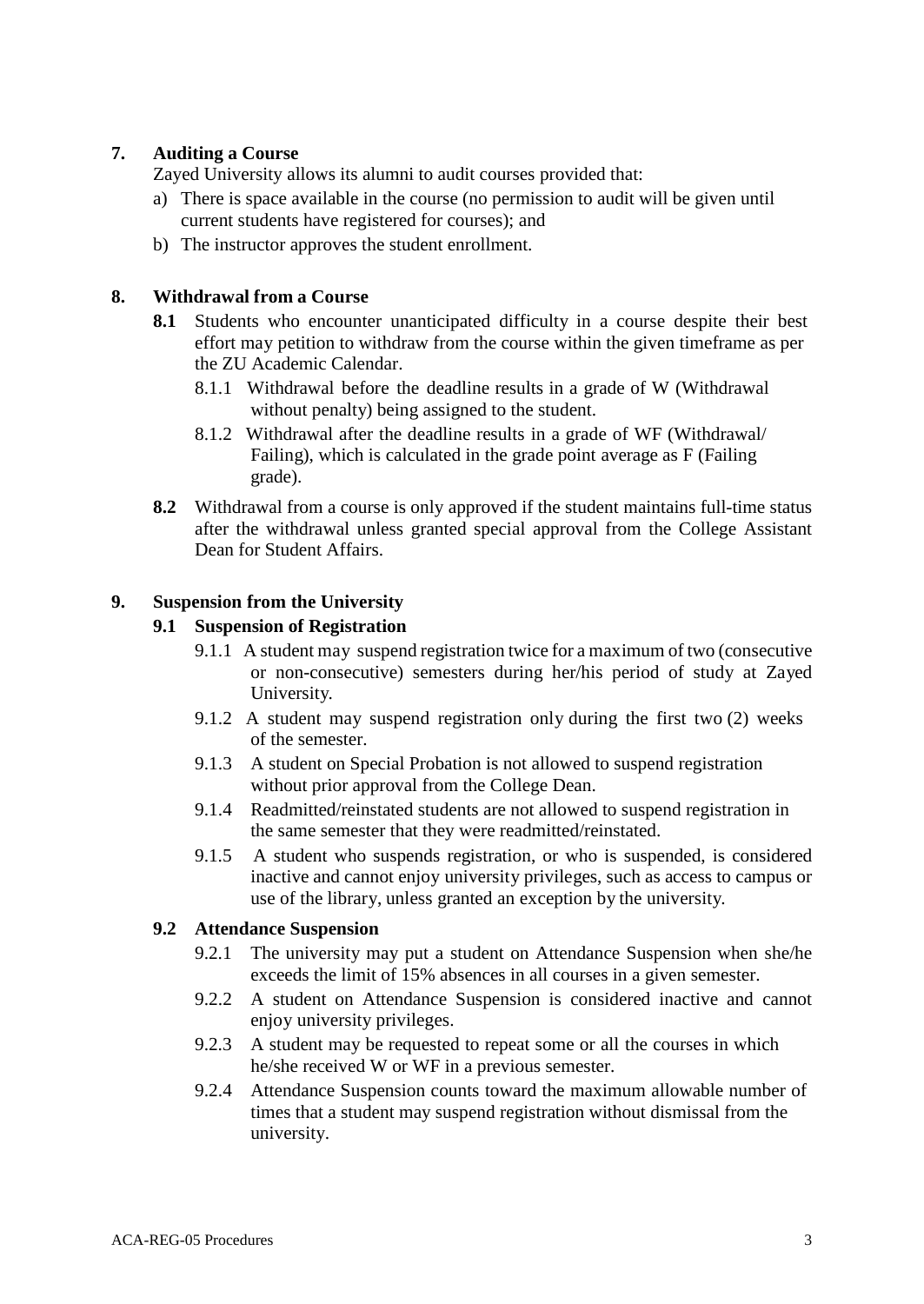## 7. Auditing a Course

Zayed University allows its alumni to audit courses provided that:

a) There is space available in the course (no permission to audit will be given until current students have registered for courses); and
b) The instructor approves the student enrollment.

## 8. Withdrawal from a Course

**8.1** Students who encounter unanticipated difficulty in a course despite their best effort may petition to withdraw from the course within the given timeframe as per the ZU Academic Calendar.

8.1.1 Withdrawal before the deadline results in a grade of W (Withdrawal without penalty) being assigned to the student.

8.1.2 Withdrawal after the deadline results in a grade of WF (Withdrawal/ Failing), which is calculated in the grade point average as F (Failing grade).

**8.2** Withdrawal from a course is only approved if the student maintains full-time status after the withdrawal unless granted special approval from the College Assistant Dean for Student Affairs.

## 9. Suspension from the University

### 9.1 Suspension of Registration

9.1.1 A student may suspend registration twice for a maximum of two (consecutive or non-consecutive) semesters during her/his period of study at Zayed University.

9.1.2 A student may suspend registration only during the first two (2) weeks of the semester.

9.1.3 A student on Special Probation is not allowed to suspend registration without prior approval from the College Dean.

9.1.4 Readmitted/reinstated students are not allowed to suspend registration in the same semester that they were readmitted/reinstated.

9.1.5 A student who suspends registration, or who is suspended, is considered inactive and cannot enjoy university privileges, such as access to campus or use of the library, unless granted an exception by the university.

### 9.2 Attendance Suspension

9.2.1 The university may put a student on Attendance Suspension when she/he exceeds the limit of 15% absences in all courses in a given semester.

9.2.2 A student on Attendance Suspension is considered inactive and cannot enjoy university privileges.

9.2.3 A student may be requested to repeat some or all the courses in which he/she received W or WF in a previous semester.

9.2.4 Attendance Suspension counts toward the maximum allowable number of times that a student may suspend registration without dismissal from the university.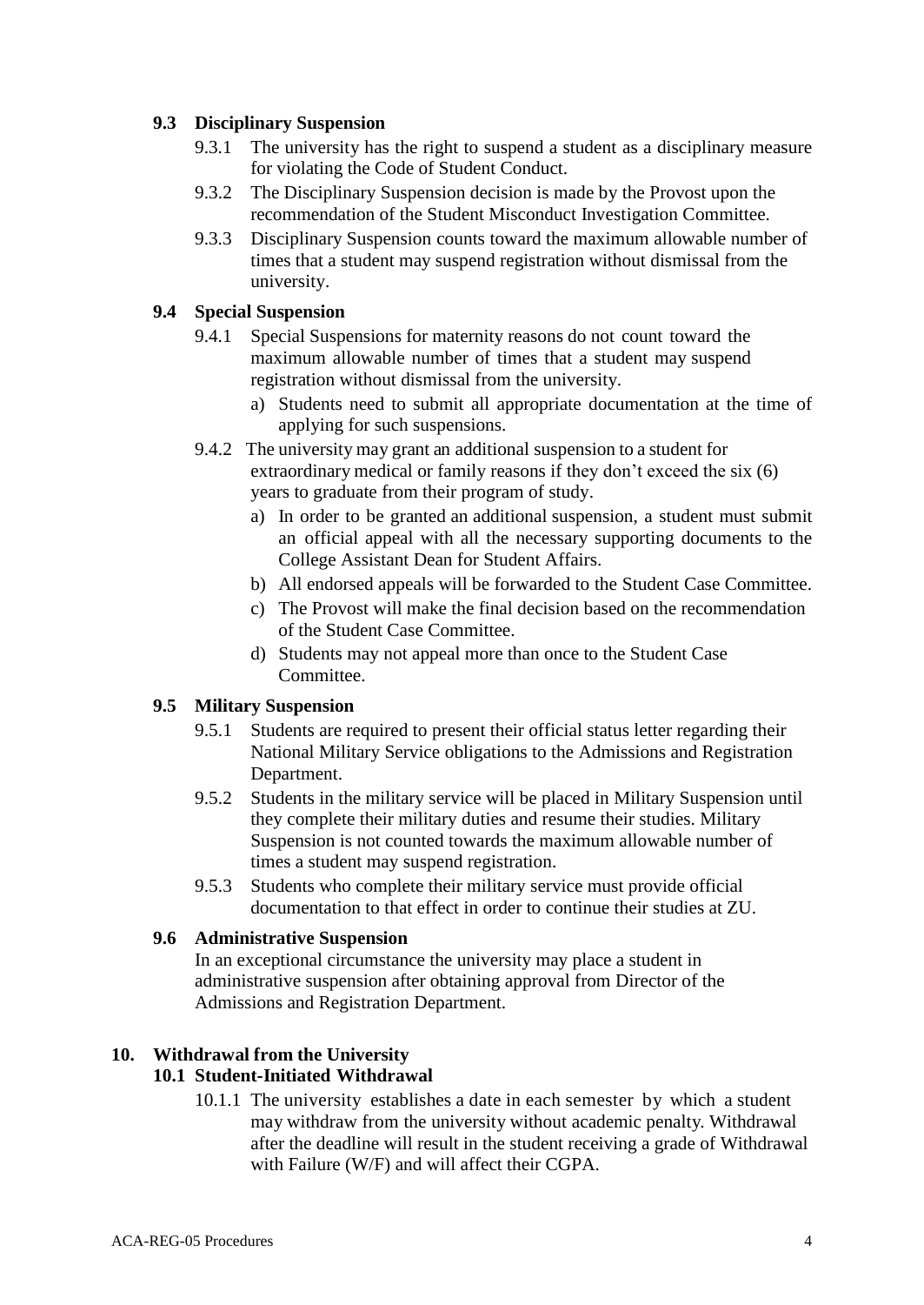### 9.3 Disciplinary Suspension

- 9.3.1 The university has the right to suspend a student as a disciplinary measure for violating the Code of Student Conduct.
- 9.3.2 The Disciplinary Suspension decision is made by the Provost upon the recommendation of the Student Misconduct Investigation Committee.
- 9.3.3 Disciplinary Suspension counts toward the maximum allowable number of times that a student may suspend registration without dismissal from the university.

### 9.4 Special Suspension

- 9.4.1 Special Suspensions for maternity reasons do not count toward the maximum allowable number of times that a student may suspend registration without dismissal from the university.
  - a) Students need to submit all appropriate documentation at the time of applying for such suspensions.
- 9.4.2 The university may grant an additional suspension to a student for extraordinary medical or family reasons if they don't exceed the six (6) years to graduate from their program of study.
  - a) In order to be granted an additional suspension, a student must submit an official appeal with all the necessary supporting documents to the College Assistant Dean for Student Affairs.
  - b) All endorsed appeals will be forwarded to the Student Case Committee.
  - c) The Provost will make the final decision based on the recommendation of the Student Case Committee.
  - d) Students may not appeal more than once to the Student Case Committee.

### 9.5 Military Suspension

- 9.5.1 Students are required to present their official status letter regarding their National Military Service obligations to the Admissions and Registration Department.
- 9.5.2 Students in the military service will be placed in Military Suspension until they complete their military duties and resume their studies. Military Suspension is not counted towards the maximum allowable number of times a student may suspend registration.
- 9.5.3 Students who complete their military service must provide official documentation to that effect in order to continue their studies at ZU.

### 9.6 Administrative Suspension

In an exceptional circumstance the university may place a student in administrative suspension after obtaining approval from Director of the Admissions and Registration Department.

## 10. Withdrawal from the University

### 10.1 Student-Initiated Withdrawal

- 10.1.1 The university establishes a date in each semester by which a student may withdraw from the university without academic penalty. Withdrawal after the deadline will result in the student receiving a grade of Withdrawal with Failure (W/F) and will affect their CGPA.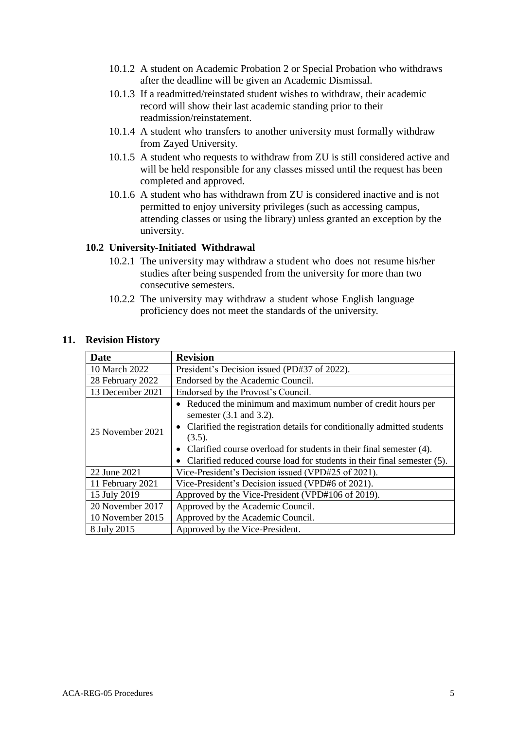10.1.2 A student on Academic Probation 2 or Special Probation who withdraws after the deadline will be given an Academic Dismissal.

10.1.3 If a readmitted/reinstated student wishes to withdraw, their academic record will show their last academic standing prior to their readmission/reinstatement.

10.1.4 A student who transfers to another university must formally withdraw from Zayed University.

10.1.5 A student who requests to withdraw from ZU is still considered active and will be held responsible for any classes missed until the request has been completed and approved.

10.1.6 A student who has withdrawn from ZU is considered inactive and is not permitted to enjoy university privileges (such as accessing campus, attending classes or using the library) unless granted an exception by the university.

### 10.2 University-Initiated Withdrawal

10.2.1 The university may withdraw a student who does not resume his/her studies after being suspended from the university for more than two consecutive semesters.

10.2.2 The university may withdraw a student whose English language proficiency does not meet the standards of the university.

## 11. Revision History

| Date | Revision |
|---|---|
| 10 March 2022 | President's Decision issued (PD#37 of 2022). |
| 28 February 2022 | Endorsed by the Academic Council. |
| 13 December 2021 | Endorsed by the Provost's Council. |
| 25 November 2021 | • Reduced the minimum and maximum number of credit hours per semester (3.1 and 3.2).<br>• Clarified the registration details for conditionally admitted students (3.5).<br>• Clarified course overload for students in their final semester (4).<br>• Clarified reduced course load for students in their final semester (5). |
| 22 June 2021 | Vice-President's Decision issued (VPD#25 of 2021). |
| 11 February 2021 | Vice-President's Decision issued (VPD#6 of 2021). |
| 15 July 2019 | Approved by the Vice-President (VPD#106 of 2019). |
| 20 November 2017 | Approved by the Academic Council. |
| 10 November 2015 | Approved by the Academic Council. |
| 8 July 2015 | Approved by the Vice-President. |